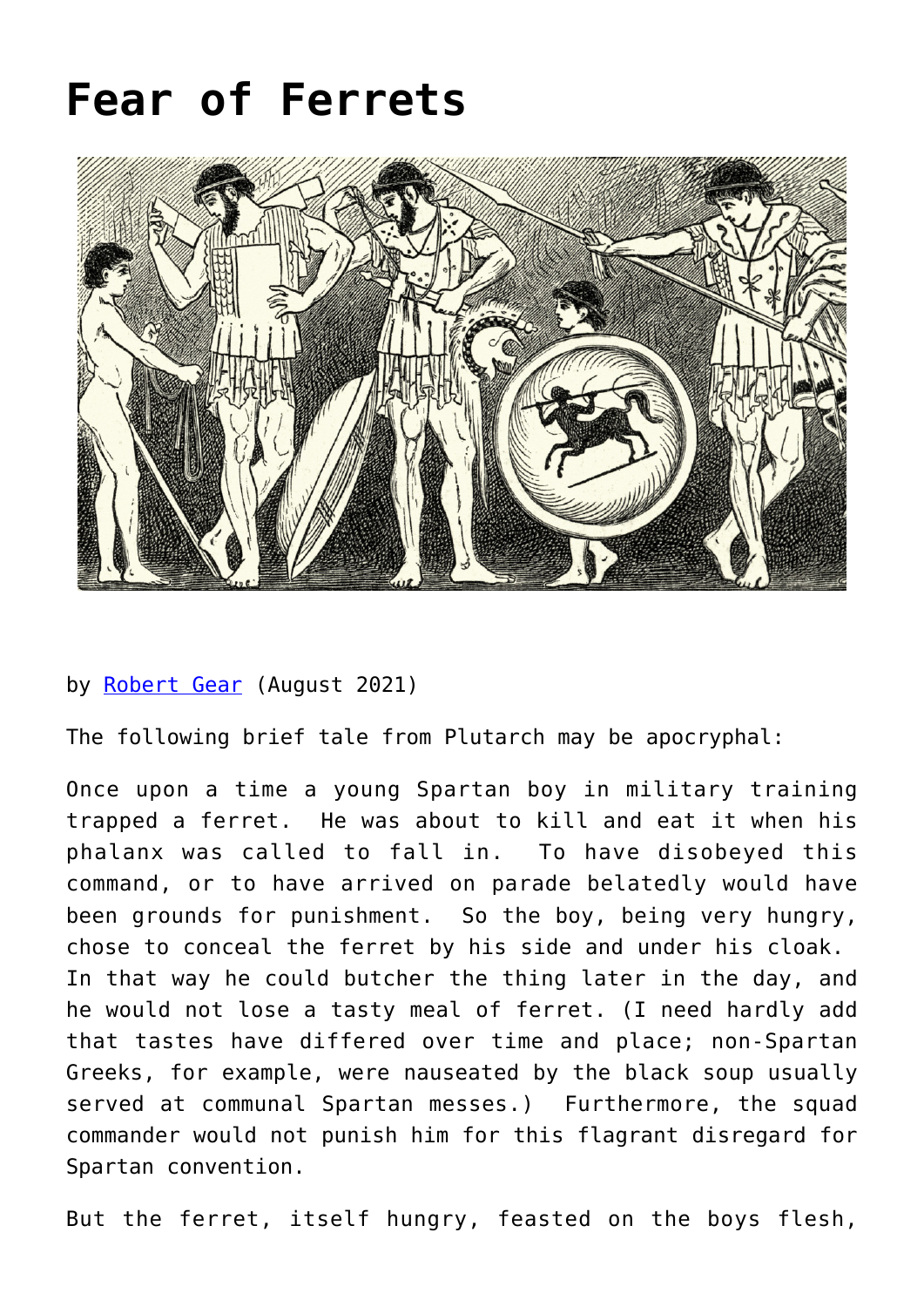# Fear of Ferrets

by [Robert Gear](Robert Gear) (August 2021)

The following brief tale from Plutarch may be apocryphal:

Once upon a time a young Spartan boy in military training trapped a ferret. He was about to kill and eat it when his phalanx was called to fall in. To have disobeyed this command, or to have arrived on parade belatedly would have been grounds for punishment. So the boy, being very hungry, chose to conceal the ferret by his side and under his cloak. In that way he could butcher the thing later in the day, and he would not lose a tasty meal of ferret. (I need hardly add that tastes have differed over time and place; non-Spartan Greeks, for example, were nauseated by the black soup usually served at communal Spartan messes.) Furthermore, the squad commander would not punish him for this flagrant disregard for Spartan convention.

But the ferret, itself hungry, feasted on the boys flesh,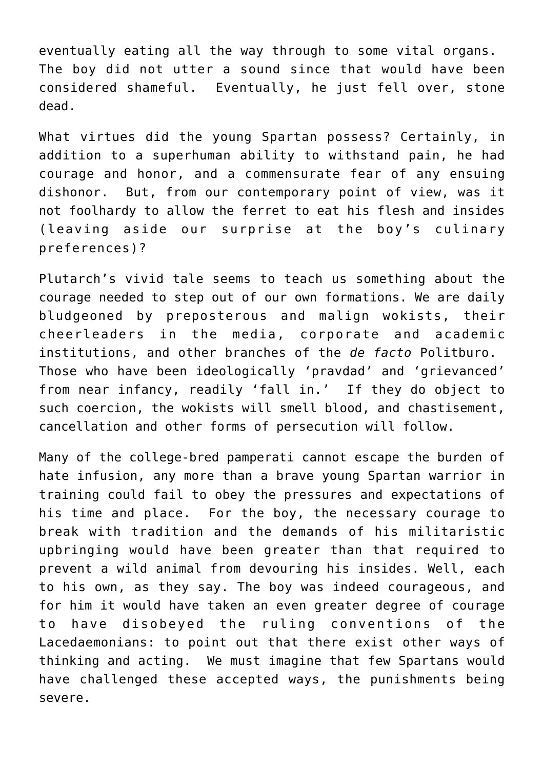eventually eating all the way through to some vital organs. The boy did not utter a sound since that would have been considered shameful. Eventually, he just fell over, stone dead.

What virtues did the young Spartan possess? Certainly, in addition to a superhuman ability to withstand pain, he had courage and honor, and a commensurate fear of any ensuing dishonor. But, from our contemporary point of view, was it not foolhardy to allow the ferret to eat his flesh and insides (leaving aside our surprise at the boy's culinary preferences)?

Plutarch's vivid tale seems to teach us something about the courage needed to step out of our own formations. We are daily bludgeoned by preposterous and malign wokists, their cheerleaders in the media, corporate and academic institutions, and other branches of the *de facto* Politburo. Those who have been ideologically 'pravdad' and 'grievanced' from near infancy, readily 'fall in.' If they do object to such coercion, the wokists will smell blood, and chastisement, cancellation and other forms of persecution will follow.

Many of the college-bred pamperati cannot escape the burden of hate infusion, any more than a brave young Spartan warrior in training could fail to obey the pressures and expectations of his time and place. For the boy, the necessary courage to break with tradition and the demands of his militaristic upbringing would have been greater than that required to prevent a wild animal from devouring his insides. Well, each to his own, as they say. The boy was indeed courageous, and for him it would have taken an even greater degree of courage to have disobeyed the ruling conventions of the Lacedaemonians: to point out that there exist other ways of thinking and acting. We must imagine that few Spartans would have challenged these accepted ways, the punishments being severe.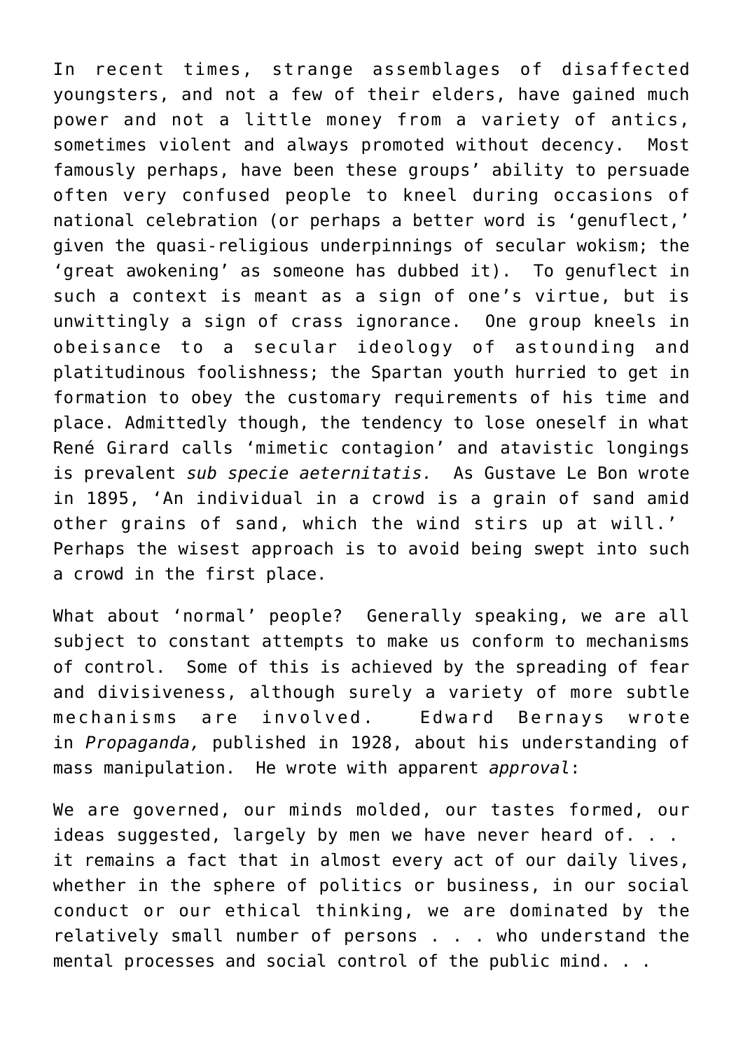In recent times, strange assemblages of disaffected youngsters, and not a few of their elders, have gained much power and not a little money from a variety of antics, sometimes violent and always promoted without decency. Most famously perhaps, have been these groups' ability to persuade often very confused people to kneel during occasions of national celebration (or perhaps a better word is 'genuflect,' given the quasi-religious underpinnings of secular wokism; the 'great awokening' as someone has dubbed it). To genuflect in such a context is meant as a sign of one's virtue, but is unwittingly a sign of crass ignorance. One group kneels in obeisance to a secular ideology of astounding and platitudinous foolishness; the Spartan youth hurried to get in formation to obey the customary requirements of his time and place. Admittedly though, the tendency to lose oneself in what René Girard calls 'mimetic contagion' and atavistic longings is prevalent *sub specie aeternitatis.* As Gustave Le Bon wrote in 1895, 'An individual in a crowd is a grain of sand amid other grains of sand, which the wind stirs up at will.' Perhaps the wisest approach is to avoid being swept into such a crowd in the first place.

What about 'normal' people? Generally speaking, we are all subject to constant attempts to make us conform to mechanisms of control. Some of this is achieved by the spreading of fear and divisiveness, although surely a variety of more subtle mechanisms are involved. Edward Bernays wrote in *Propaganda,* published in 1928, about his understanding of mass manipulation. He wrote with apparent *approval*:

We are governed, our minds molded, our tastes formed, our ideas suggested, largely by men we have never heard of. . . it remains a fact that in almost every act of our daily lives, whether in the sphere of politics or business, in our social conduct or our ethical thinking, we are dominated by the relatively small number of persons . . . who understand the mental processes and social control of the public mind. . .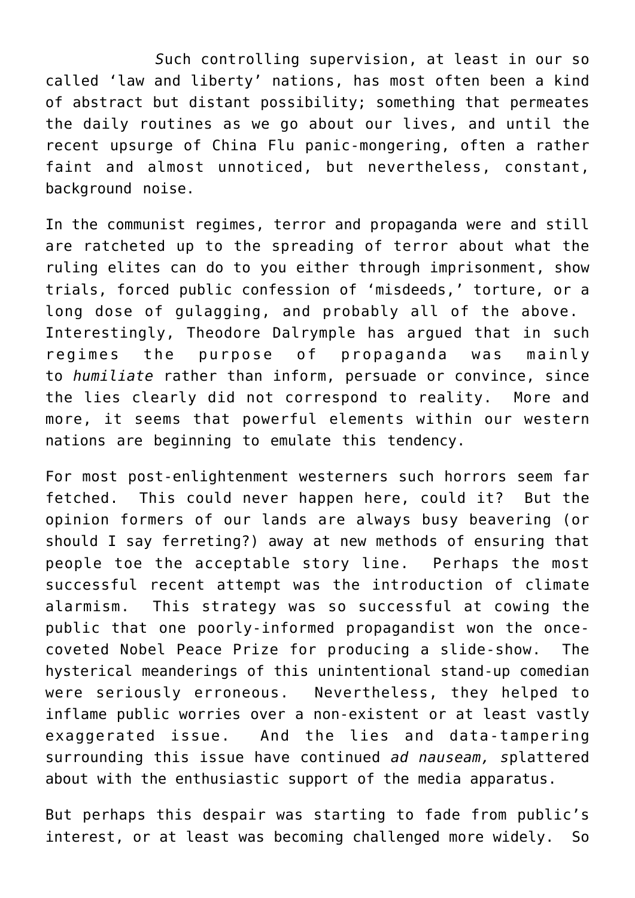*S*uch controlling supervision, at least in our so called ‘law and liberty’ nations, has most often been a kind of abstract but distant possibility; something that permeates the daily routines as we go about our lives, and until the recent upsurge of China Flu panic-mongering, often a rather faint and almost unnoticed, but nevertheless, constant, background noise.

In the communist regimes, terror and propaganda were and still are ratcheted up to the spreading of terror about what the ruling elites can do to you either through imprisonment, show trials, forced public confession of ‘misdeeds,’ torture, or a long dose of gulagging, and probably all of the above. Interestingly, Theodore Dalrymple has argued that in such regimes the purpose of propaganda was mainly to *humiliate* rather than inform, persuade or convince, since the lies clearly did not correspond to reality. More and more, it seems that powerful elements within our western nations are beginning to emulate this tendency.

For most post-enlightenment westerners such horrors seem far fetched. This could never happen here, could it? But the opinion formers of our lands are always busy beavering (or should I say ferreting?) away at new methods of ensuring that people toe the acceptable story line. Perhaps the most successful recent attempt was the introduction of climate alarmism. This strategy was so successful at cowing the public that one poorly-informed propagandist won the once-coveted Nobel Peace Prize for producing a slide-show. The hysterical meanderings of this unintentional stand-up comedian were seriously erroneous. Nevertheless, they helped to inflame public worries over a non-existent or at least vastly exaggerated issue. And the lies and data-tampering surrounding this issue have continued *ad nauseam, s*plattered about with the enthusiastic support of the media apparatus.

But perhaps this despair was starting to fade from public’s interest, or at least was becoming challenged more widely. So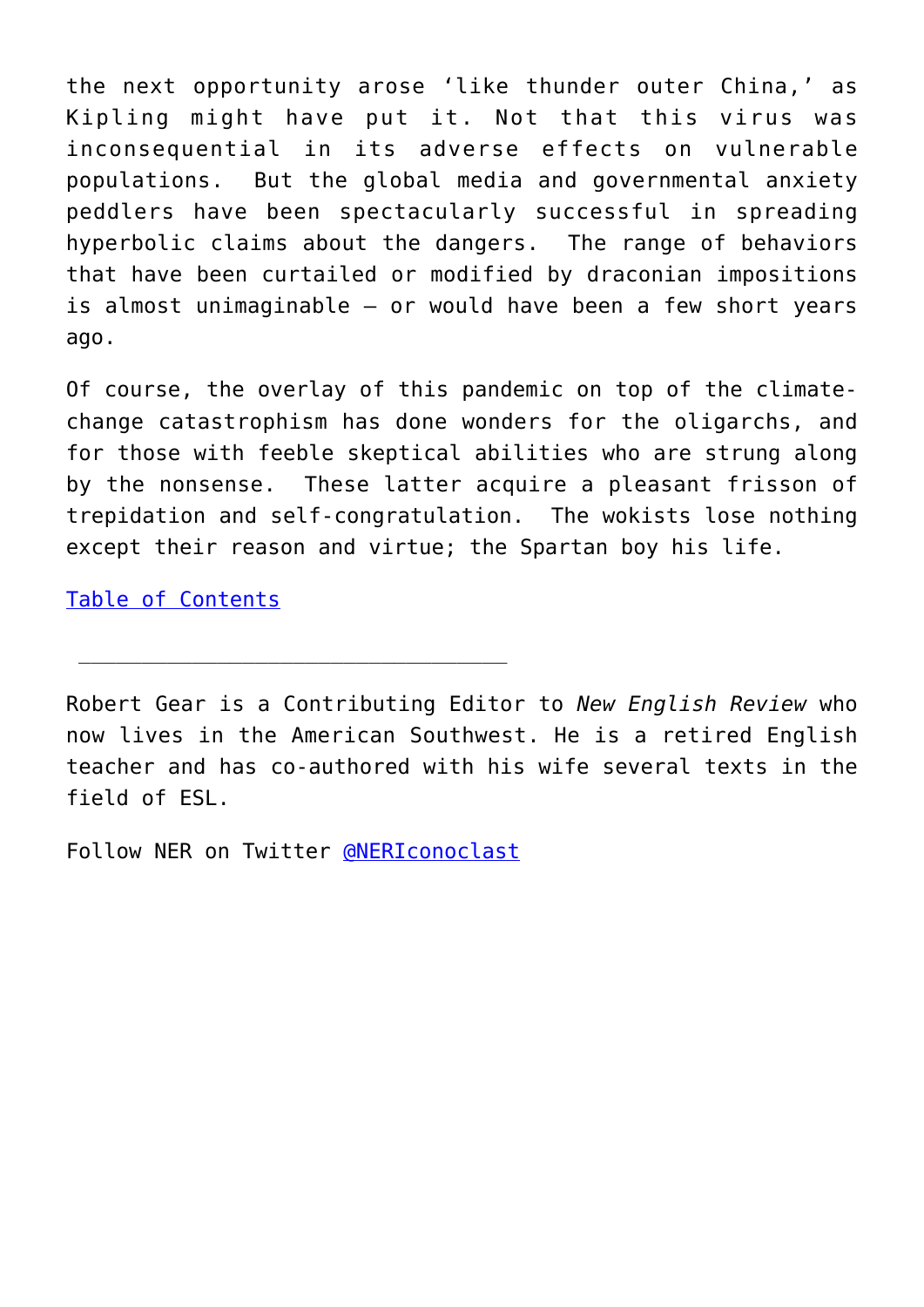the next opportunity arose 'like thunder outer China,' as Kipling might have put it. Not that this virus was inconsequential in its adverse effects on vulnerable populations. But the global media and governmental anxiety peddlers have been spectacularly successful in spreading hyperbolic claims about the dangers. The range of behaviors that have been curtailed or modified by draconian impositions is almost unimaginable – or would have been a few short years ago.

Of course, the overlay of this pandemic on top of the climate-change catastrophism has done wonders for the oligarchs, and for those with feeble skeptical abilities who are strung along by the nonsense. These latter acquire a pleasant frisson of trepidation and self-congratulation. The wokists lose nothing except their reason and virtue; the Spartan boy his life.

Table of Contents

---

Robert Gear is a Contributing Editor to *New English Review* who now lives in the American Southwest. He is a retired English teacher and has co-authored with his wife several texts in the field of ESL.

Follow NER on Twitter @NERIconoclast